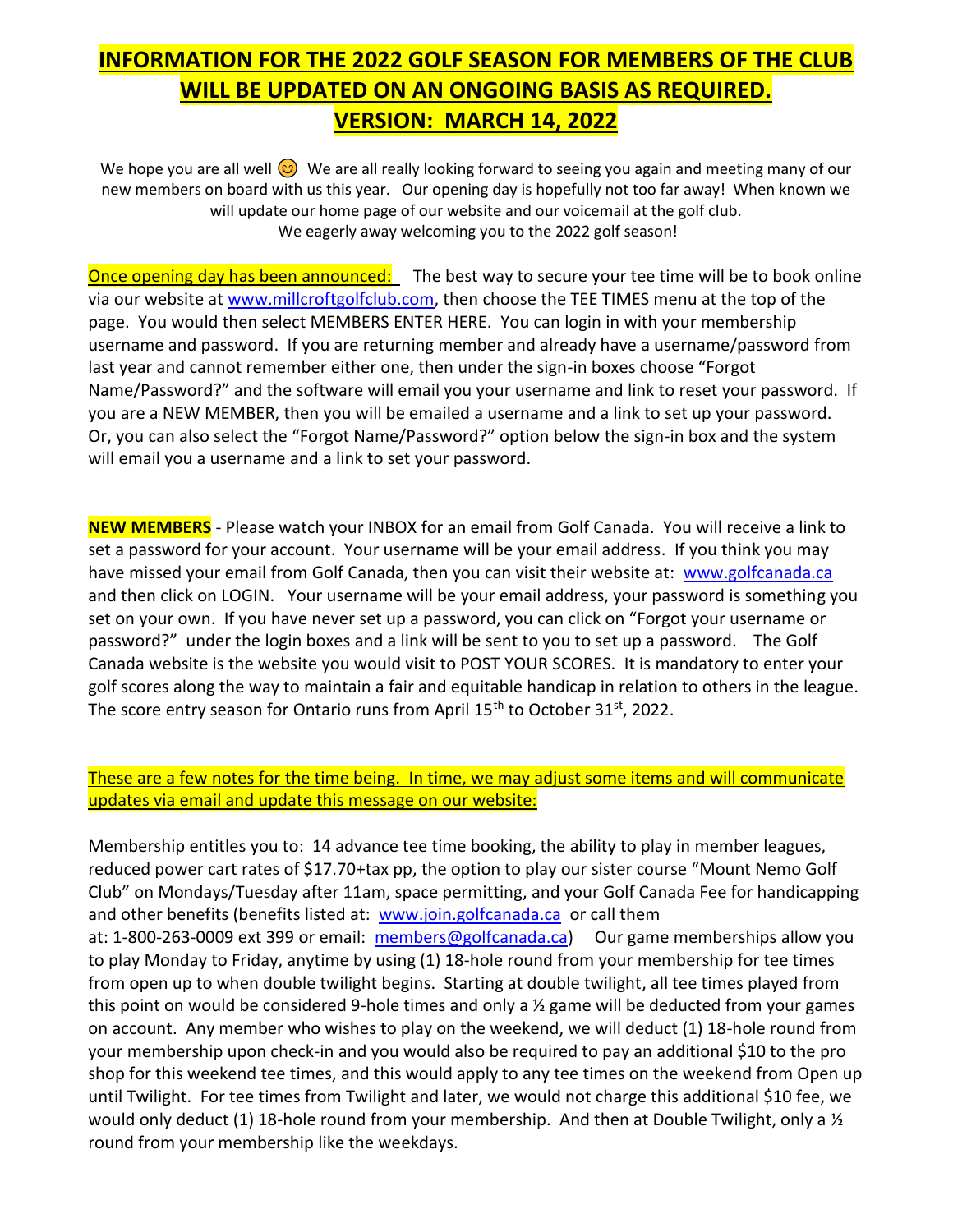# INFORMATION FOR THE 2022 GOLF SEASON FOR MEMBERS OF THE CLUB WILL BE UPDATED ON AN ONGOING BASIS AS REQUIRED.

## VERSION: MARCH 14, 2022

We hope you are all well 😊 We are all really looking forward to seeing you again and meeting many of our new members on board with us this year. Our opening day is hopefully not too far away! When known we will update our home page of our website and our voicemail at the golf club.
We eagerly away welcoming you to the 2022 golf season!

Once opening day has been announced: The best way to secure your tee time will be to book online via our website at www.millcroftgolfclub.com, then choose the TEE TIMES menu at the top of the page. You would then select MEMBERS ENTER HERE. You can login in with your membership username and password. If you are returning member and already have a username/password from last year and cannot remember either one, then under the sign-in boxes choose "Forgot Name/Password?" and the software will email you your username and link to reset your password. If you are a NEW MEMBER, then you will be emailed a username and a link to set up your password. Or, you can also select the "Forgot Name/Password?" option below the sign-in box and the system will email you a username and a link to set your password.

**NEW MEMBERS** - Please watch your INBOX for an email from Golf Canada. You will receive a link to set a password for your account. Your username will be your email address. If you think you may have missed your email from Golf Canada, then you can visit their website at: www.golfcanada.ca and then click on LOGIN. Your username will be your email address, your password is something you set on your own. If you have never set up a password, you can click on "Forgot your username or password?" under the login boxes and a link will be sent to you to set up a password. The Golf Canada website is the website you would visit to POST YOUR SCORES. It is mandatory to enter your golf scores along the way to maintain a fair and equitable handicap in relation to others in the league. The score entry season for Ontario runs from April 15th to October 31st, 2022.

These are a few notes for the time being. In time, we may adjust some items and will communicate updates via email and update this message on our website:

Membership entitles you to: 14 advance tee time booking, the ability to play in member leagues, reduced power cart rates of $17.70+tax pp, the option to play our sister course "Mount Nemo Golf Club" on Mondays/Tuesday after 11am, space permitting, and your Golf Canada Fee for handicapping and other benefits (benefits listed at: www.join.golfcanada.ca or call them at: 1-800-263-0009 ext 399 or email: members@golfcanada.ca) Our game memberships allow you to play Monday to Friday, anytime by using (1) 18-hole round from your membership for tee times from open up to when double twilight begins. Starting at double twilight, all tee times played from this point on would be considered 9-hole times and only a ½ game will be deducted from your games on account. Any member who wishes to play on the weekend, we will deduct (1) 18-hole round from your membership upon check-in and you would also be required to pay an additional $10 to the pro shop for this weekend tee times, and this would apply to any tee times on the weekend from Open up until Twilight. For tee times from Twilight and later, we would not charge this additional $10 fee, we would only deduct (1) 18-hole round from your membership. And then at Double Twilight, only a ½ round from your membership like the weekdays.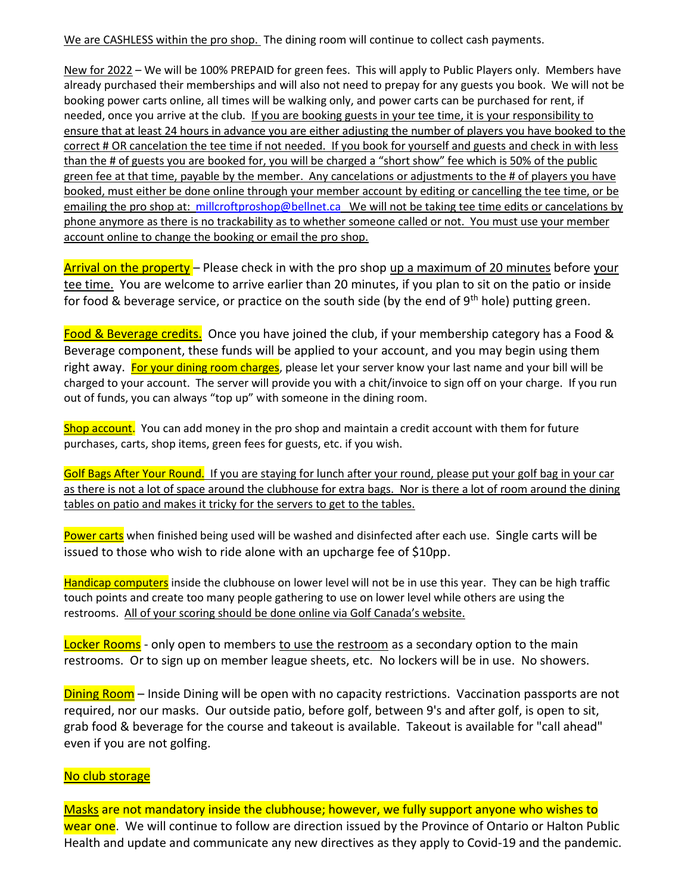We are CASHLESS within the pro shop. The dining room will continue to collect cash payments.

New for 2022 – We will be 100% PREPAID for green fees. This will apply to Public Players only. Members have already purchased their memberships and will also not need to prepay for any guests you book. We will not be booking power carts online, all times will be walking only, and power carts can be purchased for rent, if needed, once you arrive at the club. If you are booking guests in your tee time, it is your responsibility to ensure that at least 24 hours in advance you are either adjusting the number of players you have booked to the correct # OR cancelation the tee time if not needed. If you book for yourself and guests and check in with less than the # of guests you are booked for, you will be charged a "short show" fee which is 50% of the public green fee at that time, payable by the member. Any cancelations or adjustments to the # of players you have booked, must either be done online through your member account by editing or cancelling the tee time, or be emailing the pro shop at: millcroftproshop@bellnet.ca We will not be taking tee time edits or cancelations by phone anymore as there is no trackability as to whether someone called or not. You must use your member account online to change the booking or email the pro shop.

Arrival on the property – Please check in with the pro shop up a maximum of 20 minutes before your tee time. You are welcome to arrive earlier than 20 minutes, if you plan to sit on the patio or inside for food & beverage service, or practice on the south side (by the end of 9th hole) putting green.

Food & Beverage credits. Once you have joined the club, if your membership category has a Food & Beverage component, these funds will be applied to your account, and you may begin using them right away. For your dining room charges, please let your server know your last name and your bill will be charged to your account. The server will provide you with a chit/invoice to sign off on your charge. If you run out of funds, you can always "top up" with someone in the dining room.

Shop account. You can add money in the pro shop and maintain a credit account with them for future purchases, carts, shop items, green fees for guests, etc. if you wish.

Golf Bags After Your Round. If you are staying for lunch after your round, please put your golf bag in your car as there is not a lot of space around the clubhouse for extra bags. Nor is there a lot of room around the dining tables on patio and makes it tricky for the servers to get to the tables.

Power carts when finished being used will be washed and disinfected after each use. Single carts will be issued to those who wish to ride alone with an upcharge fee of $10pp.

Handicap computers inside the clubhouse on lower level will not be in use this year. They can be high traffic touch points and create too many people gathering to use on lower level while others are using the restrooms. All of your scoring should be done online via Golf Canada's website.

Locker Rooms - only open to members to use the restroom as a secondary option to the main restrooms. Or to sign up on member league sheets, etc. No lockers will be in use. No showers.

Dining Room – Inside Dining will be open with no capacity restrictions. Vaccination passports are not required, nor our masks. Our outside patio, before golf, between 9's and after golf, is open to sit, grab food & beverage for the course and takeout is available. Takeout is available for "call ahead" even if you are not golfing.

No club storage

Masks are not mandatory inside the clubhouse; however, we fully support anyone who wishes to wear one. We will continue to follow are direction issued by the Province of Ontario or Halton Public Health and update and communicate any new directives as they apply to Covid-19 and the pandemic.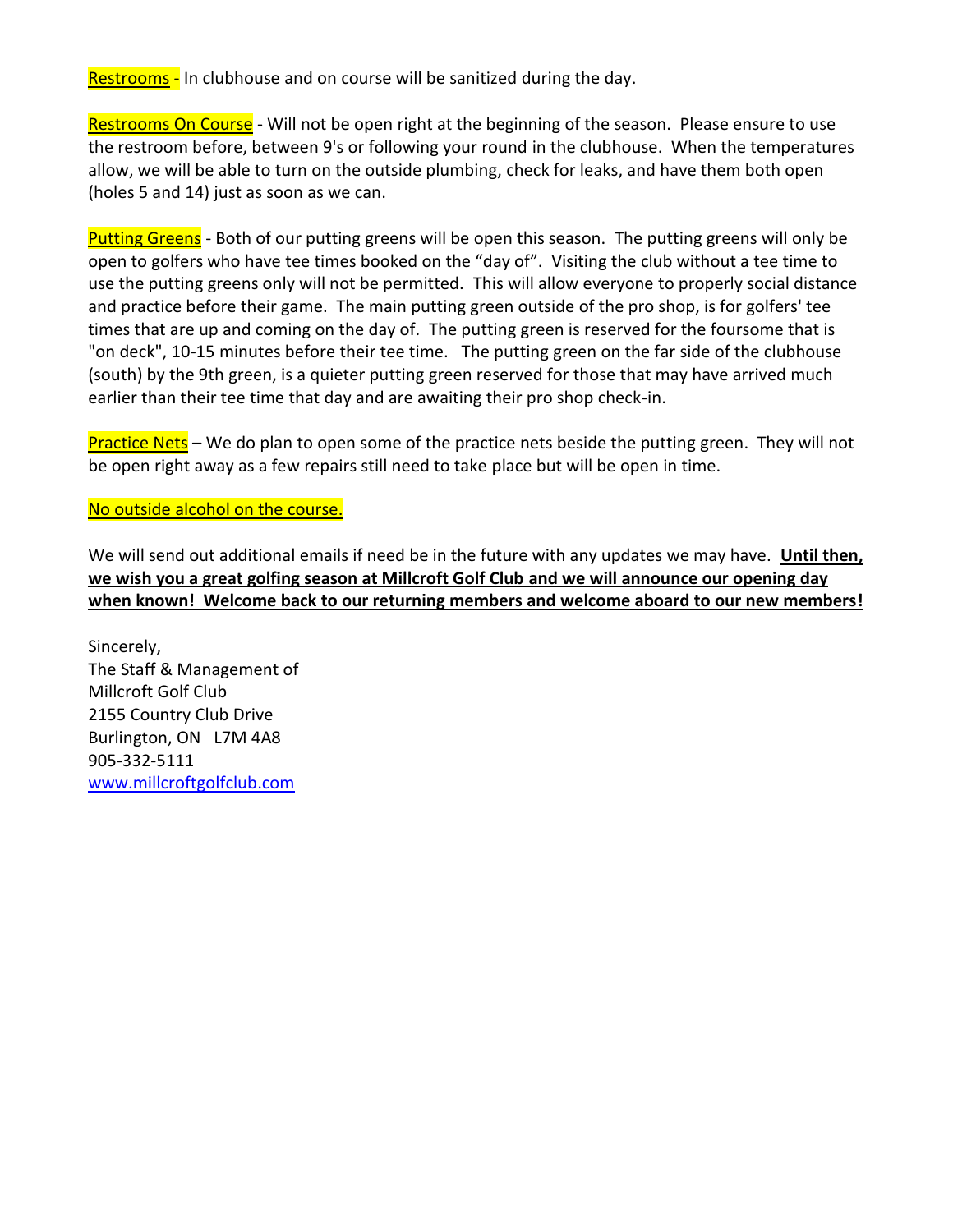Restroom​s - In clubhouse and on course will be sanitized during the day.

Restrooms On Course - Will not be open right at the beginning of the season. Please ensure to use the restroom before, between 9's or following your round in the clubhouse. When the temperatures allow, we will be able to turn on the outside plumbing, check for leaks, and have them both open (holes 5 and 14) just as soon as we can.

Putting Greens - Both of our putting greens will be open this season. The putting greens will only be open to golfers who have tee times booked on the "day of". Visiting the club without a tee time to use the putting greens only will not be permitted. This will allow everyone to properly social distance and practice before their game. The main putting green outside of the pro shop, is for golfers' tee times that are up and coming on the day of. The putting green is reserved for the foursome that is "on deck", 10-15 minutes before their tee time. The putting green on the far side of the clubhouse (south) by the 9th green, is a quieter putting green reserved for those that may have arrived much earlier than their tee time that day and are awaiting their pro shop check-in.

Practice Nets – We do plan to open some of the practice nets beside the putting green. They will not be open right away as a few repairs still need to take place but will be open in time.

No outside alcohol on the course.

We will send out additional emails if need be in the future with any updates we may have. **Until then, we wish you a great golfing season at Millcroft Golf Club and we will announce our opening day when known! Welcome back to our returning members and welcome aboard to our new members!**

Sincerely,
The Staff & Management of
Millcroft Golf Club
2155 Country Club Drive
Burlington, ON L7M 4A8
905-332-5111
www.millcroftgolfclub.com